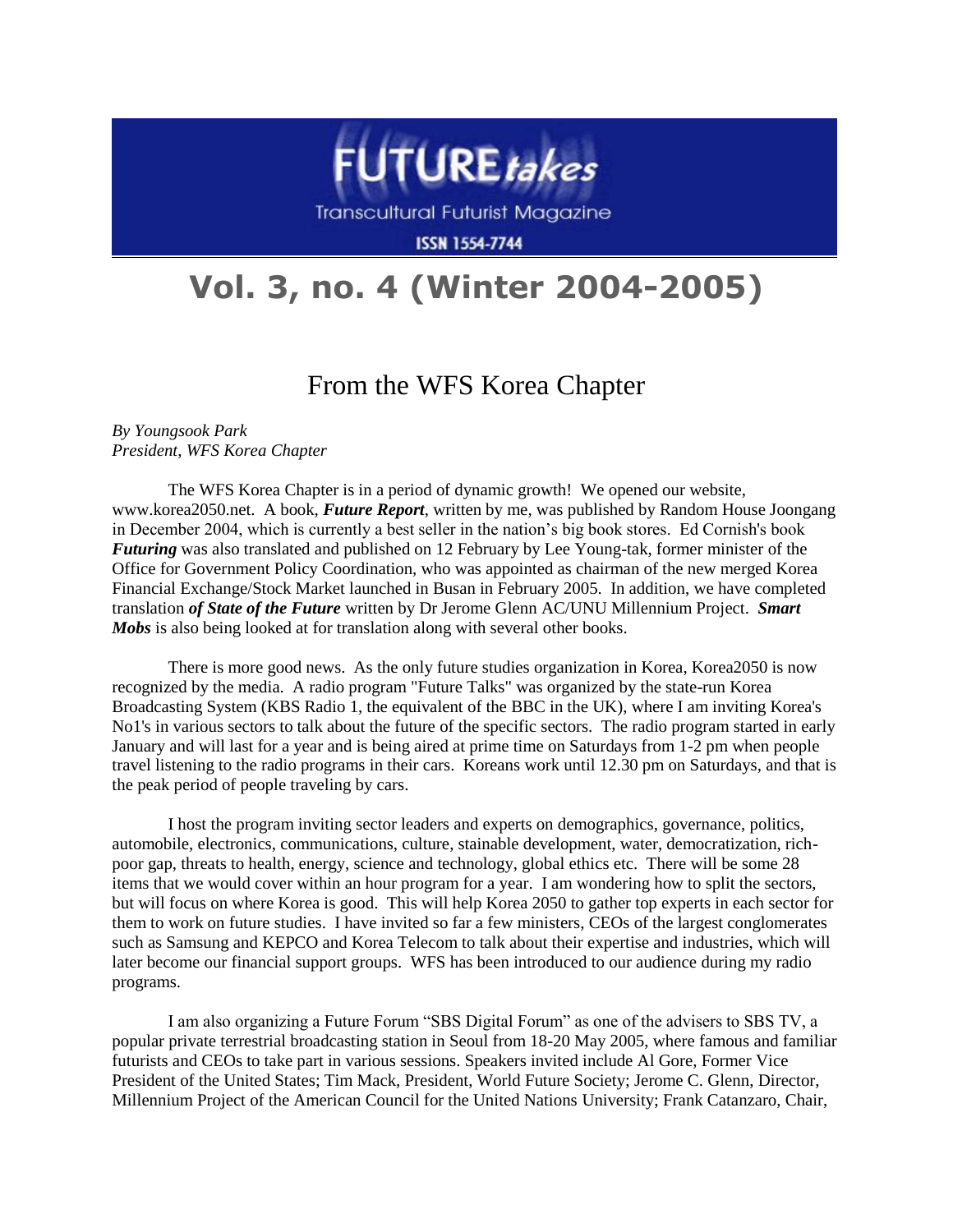# FUTURE*takes*

Transcultural Futurist Magazine

ISSN 1554-7744

# Vol. 3, no. 4 (Winter 2004-2005)

## From the WFS Korea Chapter

*By Youngsook Park*
*President, WFS Korea Chapter*

The WFS Korea Chapter is in a period of dynamic growth! We opened our website, www.korea2050.net. A book, ***Future Report***, written by me, was published by Random House Joongang in December 2004, which is currently a best seller in the nation's big book stores. Ed Cornish's book ***Futuring*** was also translated and published on 12 February by Lee Young-tak, former minister of the Office for Government Policy Coordination, who was appointed as chairman of the new merged Korea Financial Exchange/Stock Market launched in Busan in February 2005. In addition, we have completed translation ***of State of the Future*** written by Dr Jerome Glenn AC/UNU Millennium Project. ***Smart Mobs*** is also being looked at for translation along with several other books.

There is more good news. As the only future studies organization in Korea, Korea2050 is now recognized by the media. A radio program "Future Talks" was organized by the state-run Korea Broadcasting System (KBS Radio 1, the equivalent of the BBC in the UK), where I am inviting Korea's No1's in various sectors to talk about the future of the specific sectors. The radio program started in early January and will last for a year and is being aired at prime time on Saturdays from 1-2 pm when people travel listening to the radio programs in their cars. Koreans work until 12.30 pm on Saturdays, and that is the peak period of people traveling by cars.

I host the program inviting sector leaders and experts on demographics, governance, politics, automobile, electronics, communications, culture, stainable development, water, democratization, rich-poor gap, threats to health, energy, science and technology, global ethics etc. There will be some 28 items that we would cover within an hour program for a year. I am wondering how to split the sectors, but will focus on where Korea is good. This will help Korea 2050 to gather top experts in each sector for them to work on future studies. I have invited so far a few ministers, CEOs of the largest conglomerates such as Samsung and KEPCO and Korea Telecom to talk about their expertise and industries, which will later become our financial support groups. WFS has been introduced to our audience during my radio programs.

I am also organizing a Future Forum "SBS Digital Forum" as one of the advisers to SBS TV, a popular private terrestrial broadcasting station in Seoul from 18-20 May 2005, where famous and familiar futurists and CEOs to take part in various sessions. Speakers invited include Al Gore, Former Vice President of the United States; Tim Mack, President, World Future Society; Jerome C. Glenn, Director, Millennium Project of the American Council for the United Nations University; Frank Catanzaro, Chair,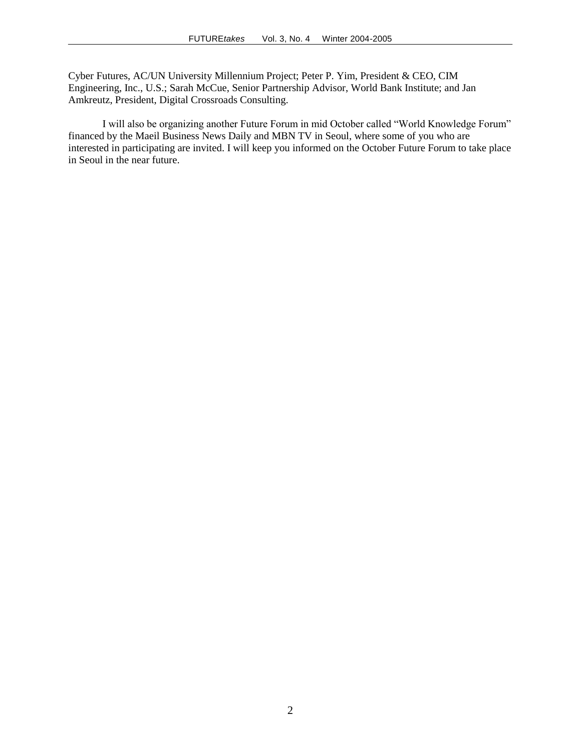Cyber Futures, AC/UN University Millennium Project; Peter P. Yim, President & CEO, CIM Engineering, Inc., U.S.; Sarah McCue, Senior Partnership Advisor, World Bank Institute; and Jan Amkreutz, President, Digital Crossroads Consulting.

I will also be organizing another Future Forum in mid October called "World Knowledge Forum" financed by the Maeil Business News Daily and MBN TV in Seoul, where some of you who are interested in participating are invited. I will keep you informed on the October Future Forum to take place in Seoul in the near future.